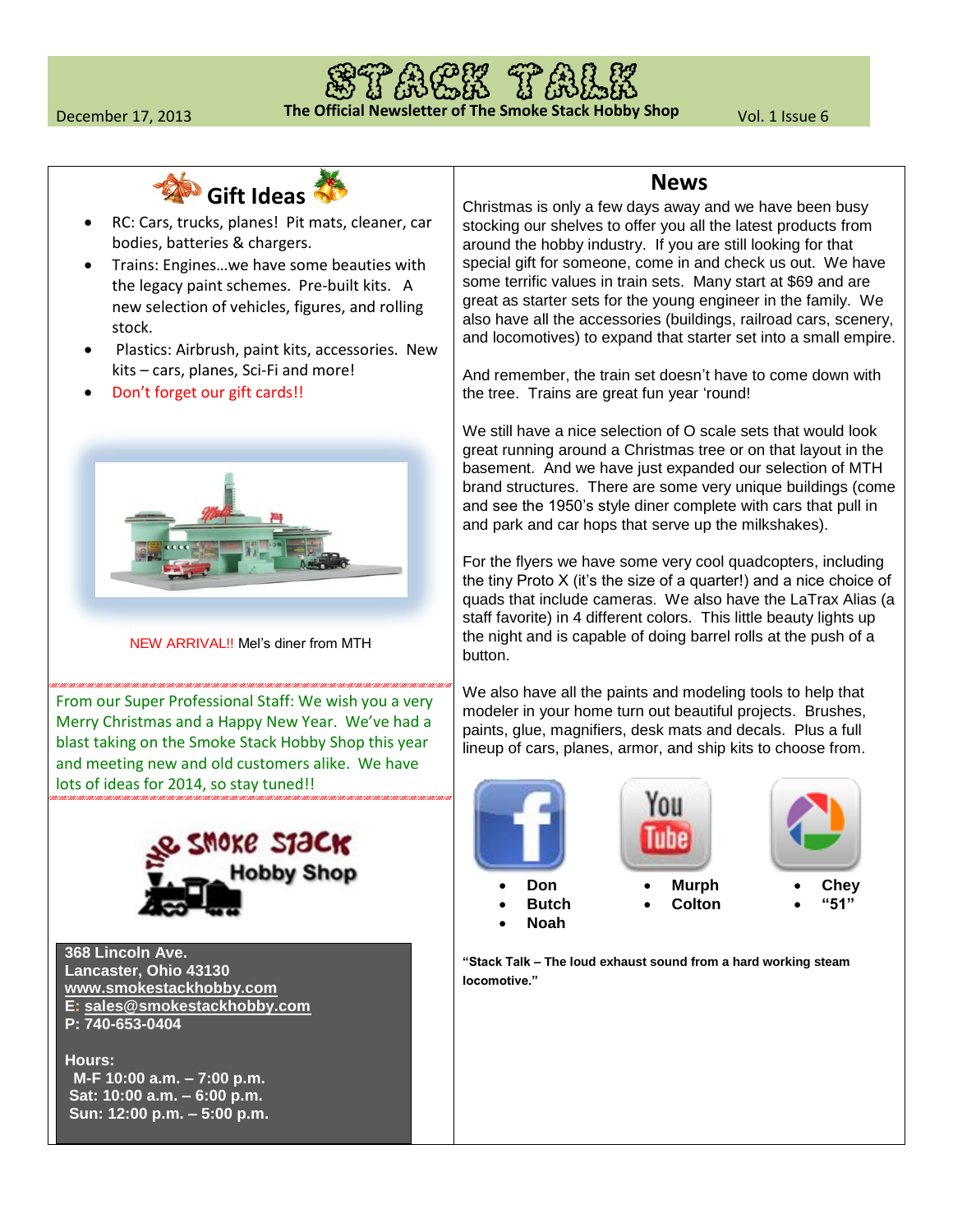# STACK TALK

**The Official Newsletter of The Smoke Stack Hobby Shop**

December 17, 2013 — Vol. 1 Issue 6

## Gift Ideas

- RC: Cars, trucks, planes! Pit mats, cleaner, car bodies, batteries & chargers.
- Trains: Engines…we have some beauties with the legacy paint schemes. Pre-built kits. A new selection of vehicles, figures, and rolling stock.
- Plastics: Airbrush, paint kits, accessories. New kits – cars, planes, Sci-Fi and more!
- Don't forget our gift cards!!

NEW ARRIVAL!! Mel's diner from MTH

From our Super Professional Staff: We wish you a very Merry Christmas and a Happy New Year. We've had a blast taking on the Smoke Stack Hobby Shop this year and meeting new and old customers alike. We have lots of ideas for 2014, so stay tuned!!

**The Smoke Stack Hobby Shop**

**368 Lincoln Ave.**
**Lancaster, Ohio 43130**
**www.smokestackhobby.com**
**E: sales@smokestackhobby.com**
**P: 740-653-0404**

**Hours:**
**M-F 10:00 a.m. – 7:00 p.m.**
**Sat: 10:00 a.m. – 6:00 p.m.**
**Sun: 12:00 p.m. – 5:00 p.m.**

## News

Christmas is only a few days away and we have been busy stocking our shelves to offer you all the latest products from around the hobby industry. If you are still looking for that special gift for someone, come in and check us out. We have some terrific values in train sets. Many start at $69 and are great as starter sets for the young engineer in the family. We also have all the accessories (buildings, railroad cars, scenery, and locomotives) to expand that starter set into a small empire.

And remember, the train set doesn't have to come down with the tree. Trains are great fun year 'round!

We still have a nice selection of O scale sets that would look great running around a Christmas tree or on that layout in the basement. And we have just expanded our selection of MTH brand structures. There are some very unique buildings (come and see the 1950's style diner complete with cars that pull in and park and car hops that serve up the milkshakes).

For the flyers we have some very cool quadcopters, including the tiny Proto X (it's the size of a quarter!) and a nice choice of quads that include cameras. We also have the LaTrax Alias (a staff favorite) in 4 different colors. This little beauty lights up the night and is capable of doing barrel rolls at the push of a button.

We also have all the paints and modeling tools to help that modeler in your home turn out beautiful projects. Brushes, paints, glue, magnifiers, desk mats and decals. Plus a full lineup of cars, planes, armor, and ship kits to choose from.

- **Don**
- **Butch**
- **Noah**

- **Murph**
- **Colton**

- **Chey**
- **"51"**

**"Stack Talk – The loud exhaust sound from a hard working steam locomotive."**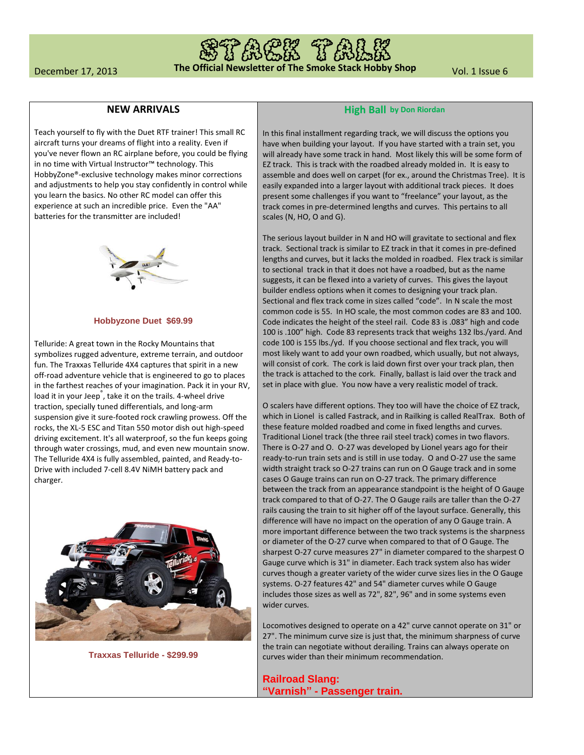# STACK TALK

December 17, 2013 — **The Official Newsletter of The Smoke Stack Hobby Shop** — Vol. 1 Issue 6

## NEW ARRIVALS

Teach yourself to fly with the Duet RTF trainer! This small RC aircraft turns your dreams of flight into a reality. Even if you've never flown an RC airplane before, you could be flying in no time with Virtual Instructor™ technology. This HobbyZone®-exclusive technology makes minor corrections and adjustments to help you stay confidently in control while you learn the basics. No other RC model can offer this experience at such an incredible price. Even the "AA" batteries for the transmitter are included!

**Hobbyzone Duet $69.99**

Telluride: A great town in the Rocky Mountains that symbolizes rugged adventure, extreme terrain, and outdoor fun. The Traxxas Telluride 4X4 captures that spirit in a new off-road adventure vehicle that is engineered to go to places in the farthest reaches of your imagination. Pack it in your RV, load it in your Jeep®, take it on the trails. 4-wheel drive traction, specially tuned differentials, and long-arm suspension give it sure-footed rock crawling prowess. Off the rocks, the XL-5 ESC and Titan 550 motor dish out high-speed driving excitement. It's all waterproof, so the fun keeps going through water crossings, mud, and even new mountain snow. The Telluride 4X4 is fully assembled, painted, and Ready-to-Drive with included 7-cell 8.4V NiMH battery pack and charger.

**Traxxas Telluride - $299.99**

## High Ball by Don Riordan

In this final installment regarding track, we will discuss the options you have when building your layout. If you have started with a train set, you will already have some track in hand. Most likely this will be some form of EZ track. This is track with the roadbed already molded in. It is easy to assemble and does well on carpet (for ex., around the Christmas Tree). It is easily expanded into a larger layout with additional track pieces. It does present some challenges if you want to "freelance" your layout, as the track comes in pre-determined lengths and curves. This pertains to all scales (N, HO, O and G).

The serious layout builder in N and HO will gravitate to sectional and flex track. Sectional track is similar to EZ track in that it comes in pre-defined lengths and curves, but it lacks the molded in roadbed. Flex track is similar to sectional track in that it does not have a roadbed, but as the name suggests, it can be flexed into a variety of curves. This gives the layout builder endless options when it comes to designing your track plan. Sectional and flex track come in sizes called "code". In N scale the most common code is 55. In HO scale, the most common codes are 83 and 100. Code indicates the height of the steel rail. Code 83 is .083" high and code 100 is .100" high. Code 83 represents track that weighs 132 lbs./yard. And code 100 is 155 lbs./yd. If you choose sectional and flex track, you will most likely want to add your own roadbed, which usually, but not always, will consist of cork. The cork is laid down first over your track plan, then the track is attached to the cork. Finally, ballast is laid over the track and set in place with glue. You now have a very realistic model of track.

O scalers have different options. They too will have the choice of EZ track, which in Lionel is called Fastrack, and in Railking is called RealTrax. Both of these feature molded roadbed and come in fixed lengths and curves. Traditional Lionel track (the three rail steel track) comes in two flavors. There is O-27 and O. O-27 was developed by Lionel years ago for their ready-to-run train sets and is still in use today. O and O-27 use the same width straight track so O-27 trains can run on O Gauge track and in some cases O Gauge trains can run on O-27 track. The primary difference between the track from an appearance standpoint is the height of O Gauge track compared to that of O-27. The O Gauge rails are taller than the O-27 rails causing the train to sit higher off of the layout surface. Generally, this difference will have no impact on the operation of any O Gauge train. A more important difference between the two track systems is the sharpness or diameter of the O-27 curve when compared to that of O Gauge. The sharpest O-27 curve measures 27" in diameter compared to the sharpest O Gauge curve which is 31" in diameter. Each track system also has wider curves though a greater variety of the wider curve sizes lies in the O Gauge systems. O-27 features 42" and 54" diameter curves while O Gauge includes those sizes as well as 72", 82", 96" and in some systems even wider curves.

Locomotives designed to operate on a 42" curve cannot operate on 31" or 27". The minimum curve size is just that, the minimum sharpness of curve the train can negotiate without derailing. Trains can always operate on curves wider than their minimum recommendation.

**Railroad Slang:**
**"Varnish" - Passenger train.**